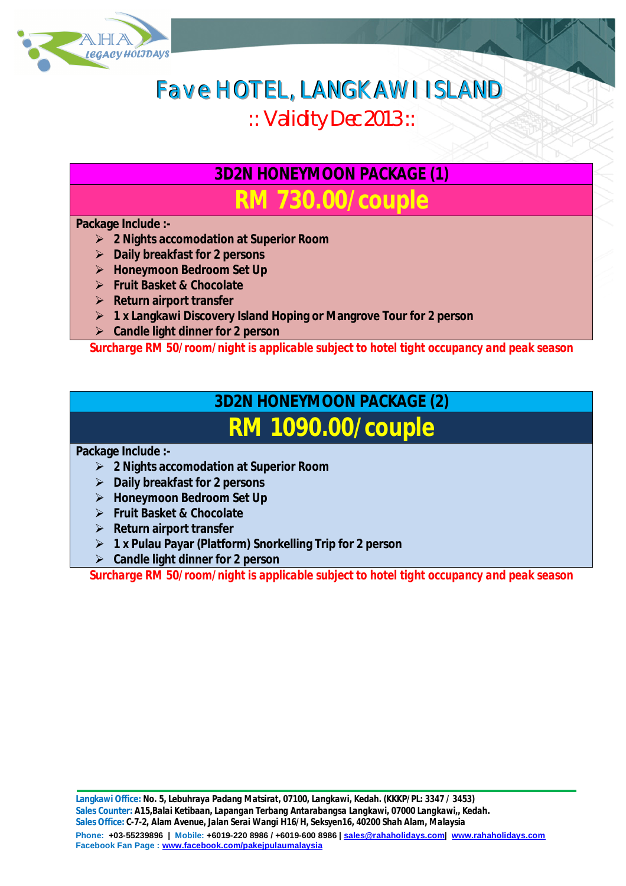# Fave HOTEL, LANGKAWI ISLAND

## :: Validity Dec 2013 ::

### 3D2N HONEYMOON PACKAGE (1)

## RM 730.00/couple

**Package Include :-**

- 2 Nights accomodation at Superior Room
- Daily breakfast for 2 persons
- Honeymoon Bedroom Set Up
- Fruit Basket & Chocolate
- Return airport transfer
- 1 x Langkawi Discovery Island Hoping or Mangrove Tour for 2 person
- Candle light dinner for 2 person

**Surcharge RM 50/room/night is applicable subject to hotel tight occupancy and peak season**

### 3D2N HONEYMOON PACKAGE (2)

## RM 1090.00/couple

**Package Include :-**

- 2 Nights accomodation at Superior Room
- Daily breakfast for 2 persons
- Honeymoon Bedroom Set Up
- Fruit Basket & Chocolate
- Return airport transfer
- 1 x Pulau Payar (Platform) Snorkelling Trip for 2 person
- Candle light dinner for 2 person

**Surcharge RM 50/room/night is applicable subject to hotel tight occupancy and peak season**

**Langkawi Office:** No. 5, Lebuhraya Padang Matsirat, 07100, Langkawi, Kedah. (KKKP/PL: 3347 / 3453)
**Sales Counter:** A15,Balai Ketibaan, Lapangan Terbang Antarabangsa Langkawi, 07000 Langkawi,, Kedah.
**Sales Office:** C-7-2, Alam Avenue, Jalan Serai Wangi H16/H, Seksyen16, 40200 Shah Alam, Malaysia
**Phone:** +03-55239896 | **Mobile:** +6019-220 8986 / +6019-600 8986 | sales@rahaholidays.com| www.rahaholidays.com
**Facebook Fan Page :** www.facebook.com/pakejpulaumalaysia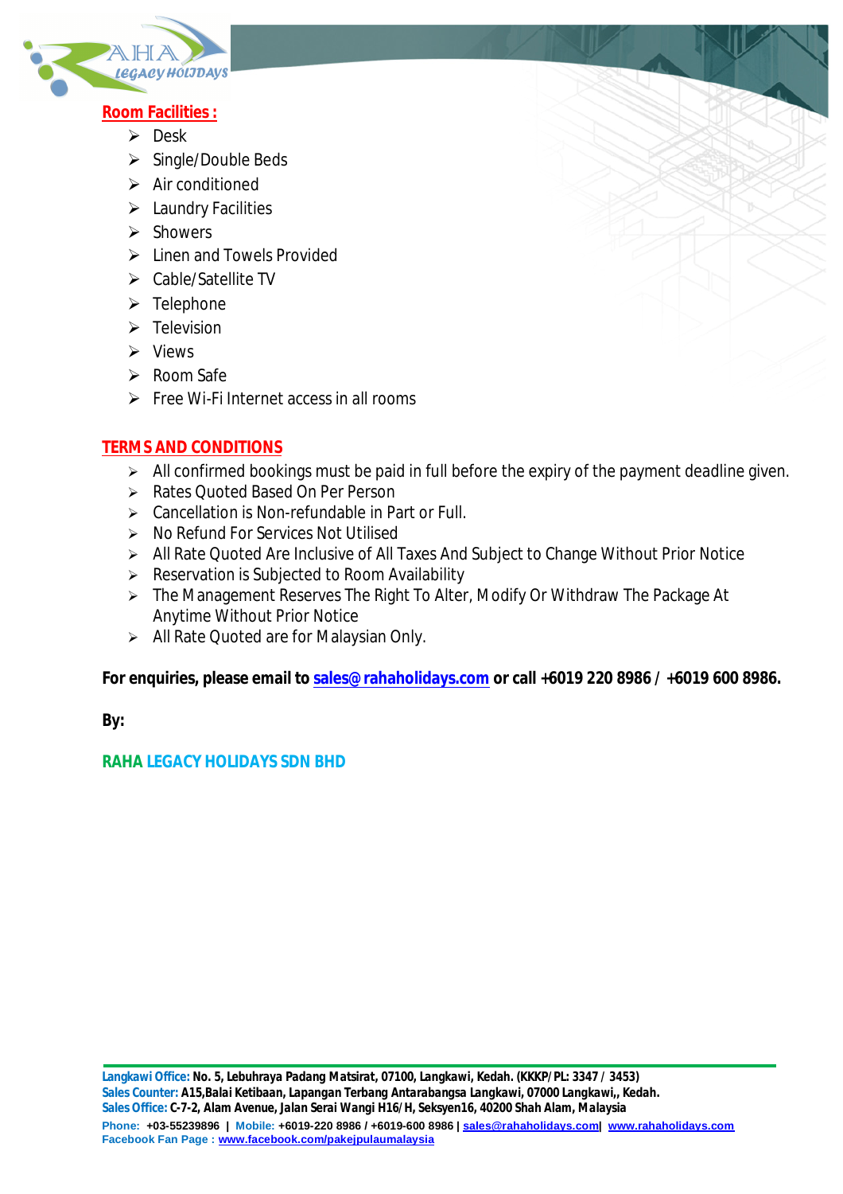## Room Facilities :

- Desk
- Single/Double Beds
- Air conditioned
- Laundry Facilities
- Showers
- Linen and Towels Provided
- Cable/Satellite TV
- Telephone
- Television
- Views
- Room Safe
- Free Wi-Fi Internet access in all rooms

## TERMS AND CONDITIONS

- All confirmed bookings must be paid in full before the expiry of the payment deadline given.
- Rates Quoted Based On Per Person
- Cancellation is Non-refundable in Part or Full.
- No Refund For Services Not Utilised
- All Rate Quoted Are Inclusive of All Taxes And Subject to Change Without Prior Notice
- Reservation is Subjected to Room Availability
- The Management Reserves The Right To Alter, Modify Or Withdraw The Package At Anytime Without Prior Notice
- All Rate Quoted are for Malaysian Only.

**For enquiries, please email to sales@rahaholidays.com or call +6019 220 8986 / +6019 600 8986.**

**By:**

**RAHA LEGACY HOLIDAYS SDN BHD**

**Langkawi Office:** No. 5, Lebuhraya Padang Matsirat, 07100, Langkawi, Kedah. (KKKP/PL: 3347 / 3453)
**Sales Counter:** A15,Balai Ketibaan, Lapangan Terbang Antarabangsa Langkawi, 07000 Langkawi,, Kedah.
**Sales Office:** C-7-2, Alam Avenue, Jalan Serai Wangi H16/H, Seksyen16, 40200 Shah Alam, Malaysia
**Phone:** +03-55239896 | **Mobile:** +6019-220 8986 / +6019-600 8986 | sales@rahaholidays.com| www.rahaholidays.com
**Facebook Fan Page :** www.facebook.com/pakejpulaumalaysia